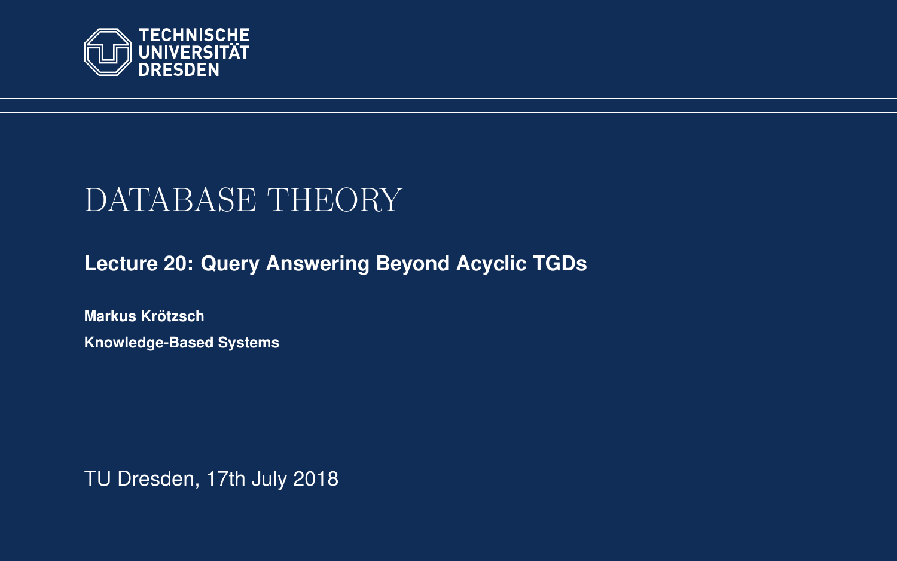TECHNISCHE UNIVERSITÄT DRESDEN

# DATABASE THEORY

## Lecture 20: Query Answering Beyond Acyclic TGDs

**Markus Krötzsch**

**Knowledge-Based Systems**

TU Dresden, 17th July 2018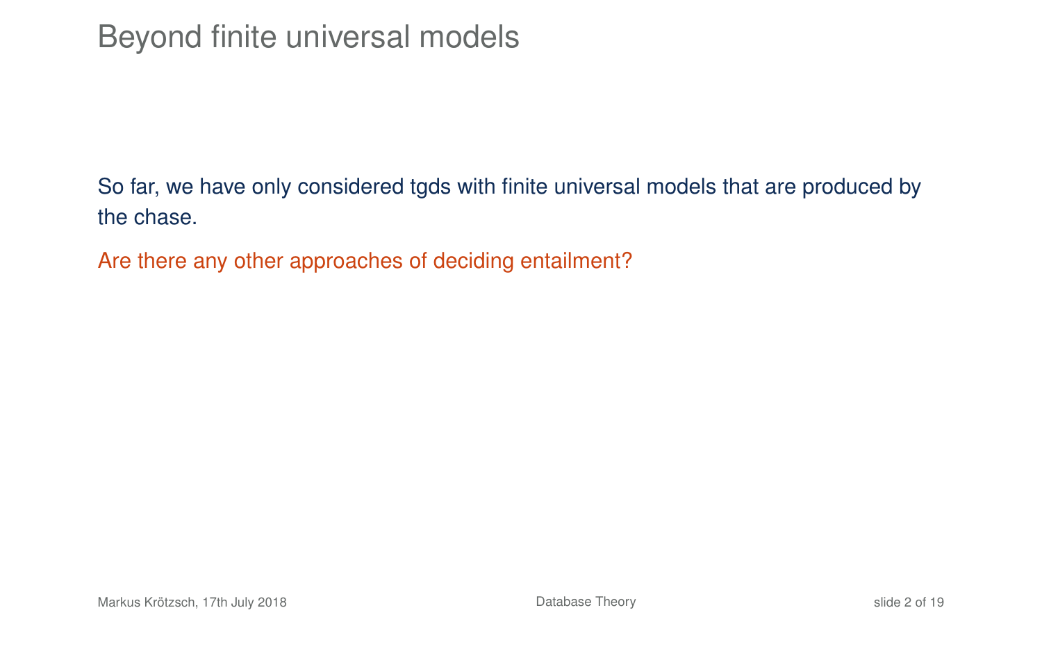# Beyond finite universal models

So far, we have only considered tgds with finite universal models that are produced by the chase.

Are there any other approaches of deciding entailment?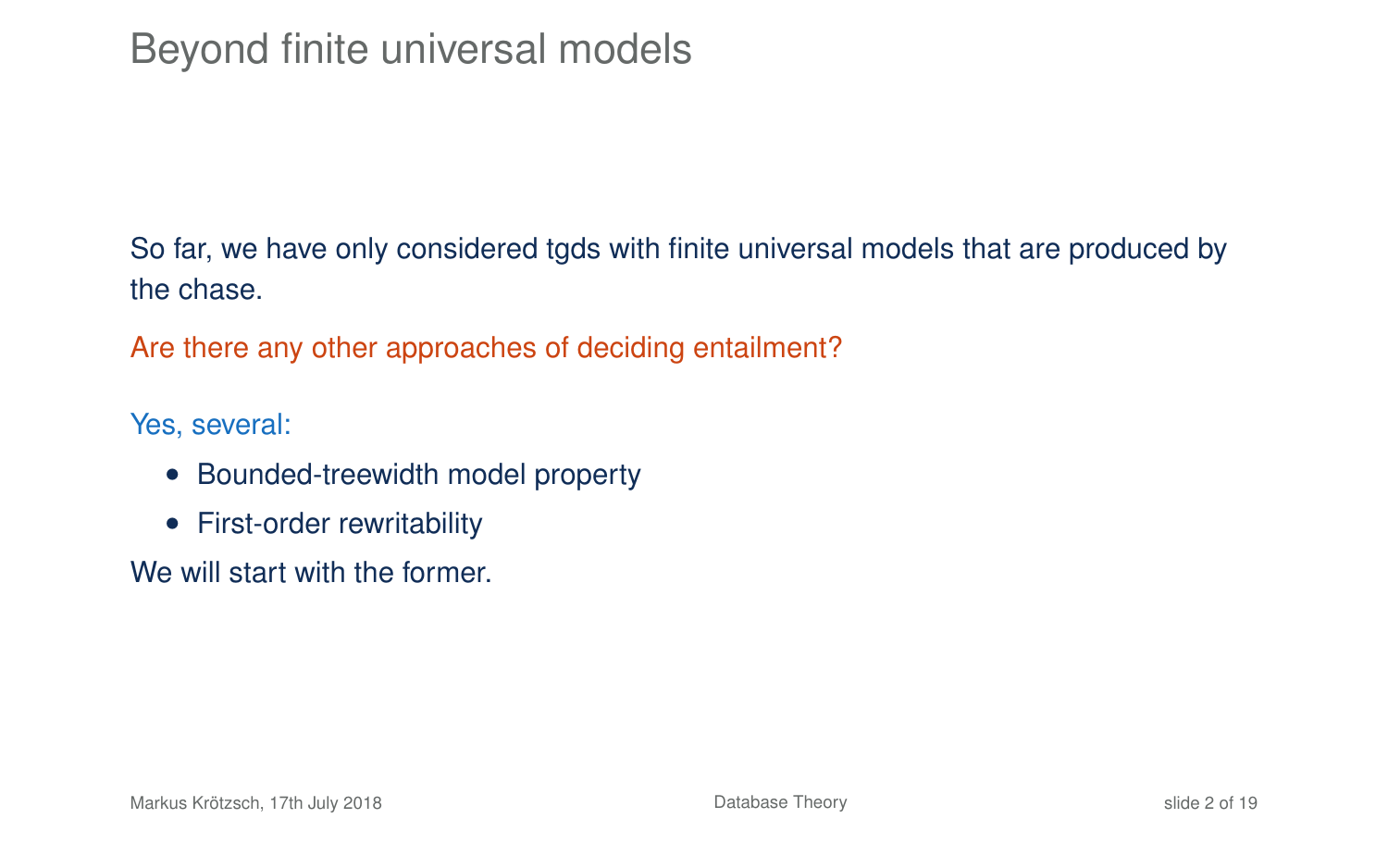# Beyond finite universal models

So far, we have only considered tgds with finite universal models that are produced by the chase.

Are there any other approaches of deciding entailment?

Yes, several:

- Bounded-treewidth model property
- First-order rewritability

We will start with the former.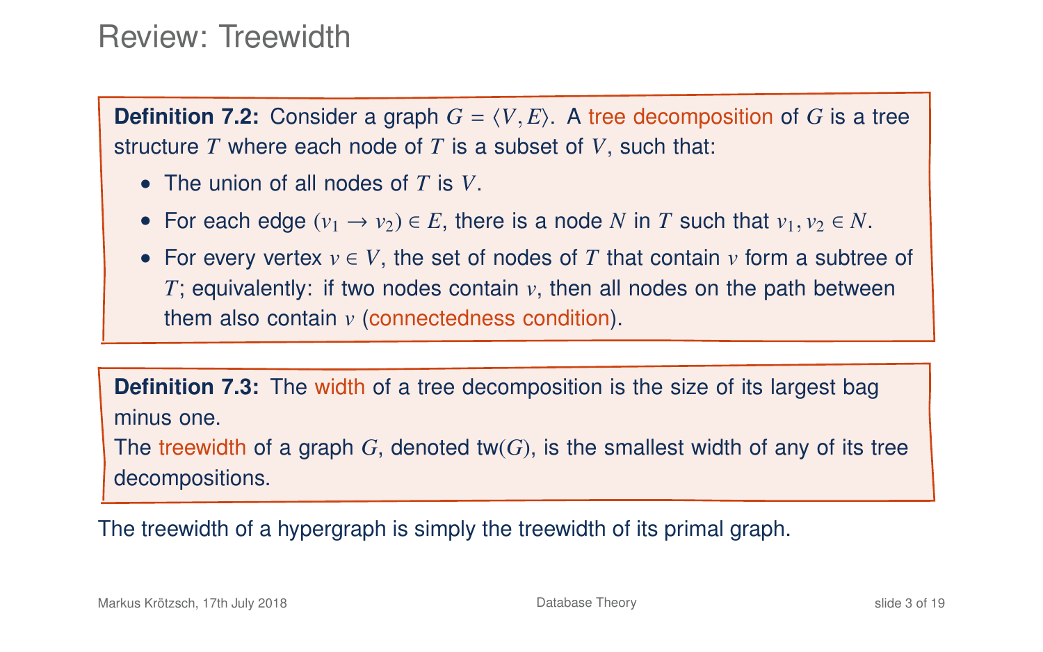# Review: Treewidth

**Definition 7.2:** Consider a graph $G = \langle V, E \rangle$. A tree decomposition of $G$ is a tree structure $T$ where each node of $T$ is a subset of $V$, such that:

- The union of all nodes of $T$ is $V$.
- For each edge $(v_1 \to v_2) \in E$, there is a node $N$ in $T$ such that $v_1, v_2 \in N$.
- For every vertex $v \in V$, the set of nodes of $T$ that contain $v$ form a subtree of $T$; equivalently: if two nodes contain $v$, then all nodes on the path between them also contain $v$ (connectedness condition).

**Definition 7.3:** The width of a tree decomposition is the size of its largest bag minus one.
The treewidth of a graph $G$, denoted $\text{tw}(G)$, is the smallest width of any of its tree decompositions.

The treewidth of a hypergraph is simply the treewidth of its primal graph.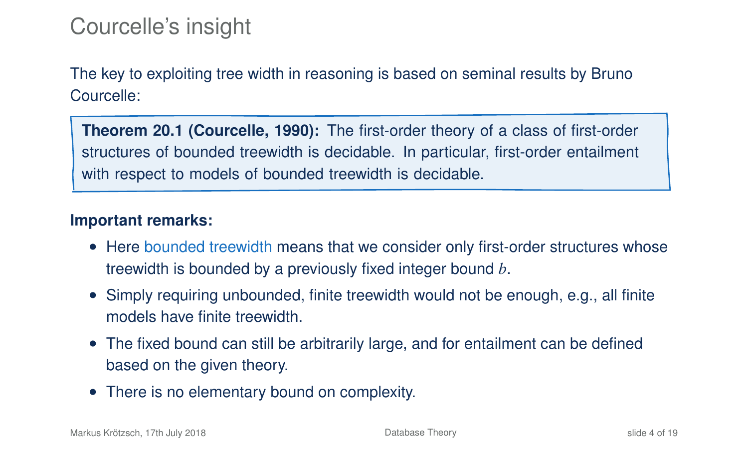# Courcelle's insight

The key to exploiting tree width in reasoning is based on seminal results by Bruno Courcelle:

> **Theorem 20.1 (Courcelle, 1990):** The first-order theory of a class of first-order structures of bounded treewidth is decidable. In particular, first-order entailment with respect to models of bounded treewidth is decidable.

**Important remarks:**

- Here bounded treewidth means that we consider only first-order structures whose treewidth is bounded by a previously fixed integer bound $b$.
- Simply requiring unbounded, finite treewidth would not be enough, e.g., all finite models have finite treewidth.
- The fixed bound can still be arbitrarily large, and for entailment can be defined based on the given theory.
- There is no elementary bound on complexity.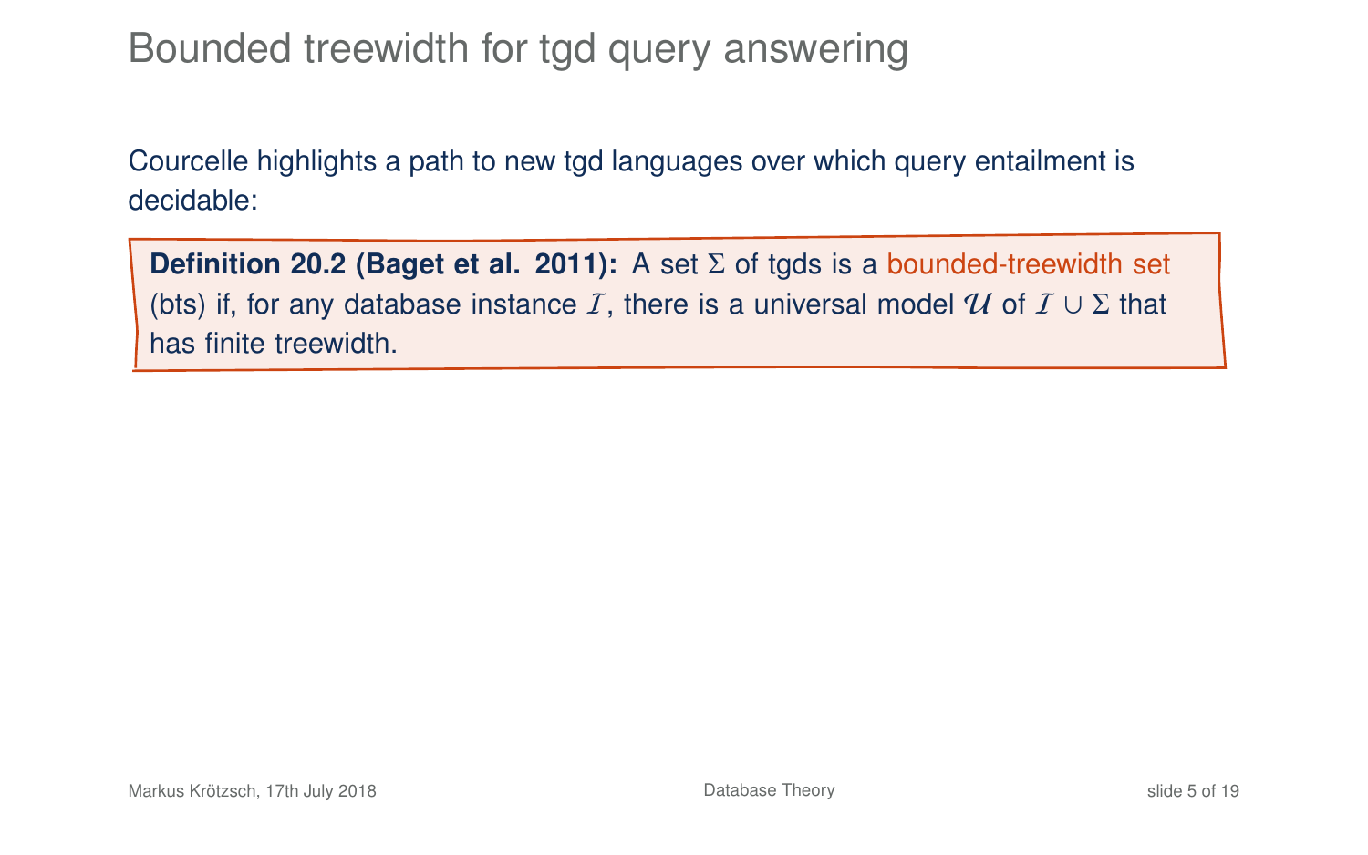# Bounded treewidth for tgd query answering

Courcelle highlights a path to new tgd languages over which query entailment is decidable:

> **Definition 20.2 (Baget et al. 2011):** A set $\Sigma$ of tgds is a bounded-treewidth set (bts) if, for any database instance $\mathcal{I}$, there is a universal model $\mathcal{U}$ of $\mathcal{I} \cup \Sigma$ that has finite treewidth.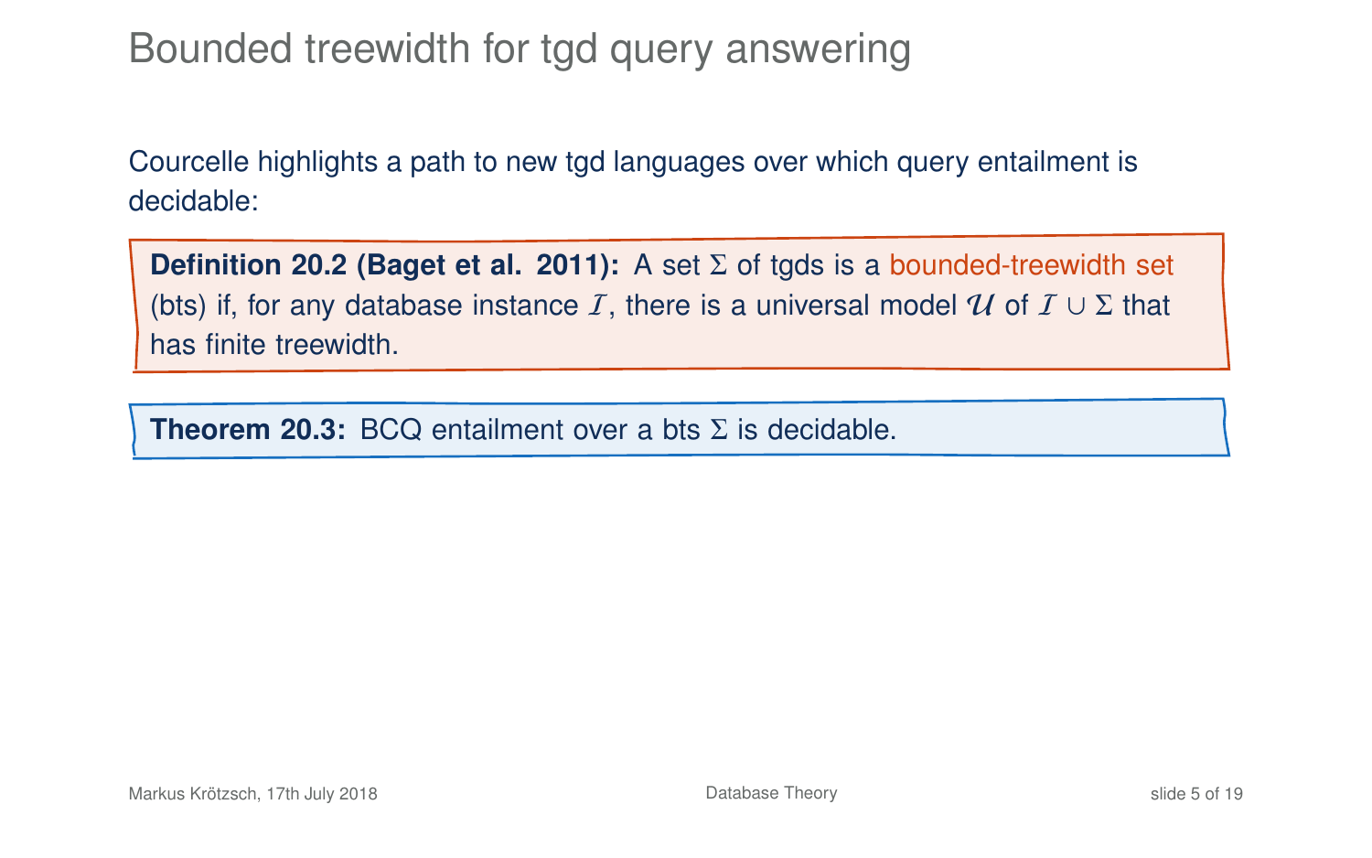# Bounded treewidth for tgd query answering

Courcelle highlights a path to new tgd languages over which query entailment is decidable:

**Definition 20.2 (Baget et al. 2011):** A set $\Sigma$ of tgds is a bounded-treewidth set (bts) if, for any database instance $\mathcal{I}$, there is a universal model $\mathcal{U}$ of $\mathcal{I} \cup \Sigma$ that has finite treewidth.

**Theorem 20.3:** BCQ entailment over a bts $\Sigma$ is decidable.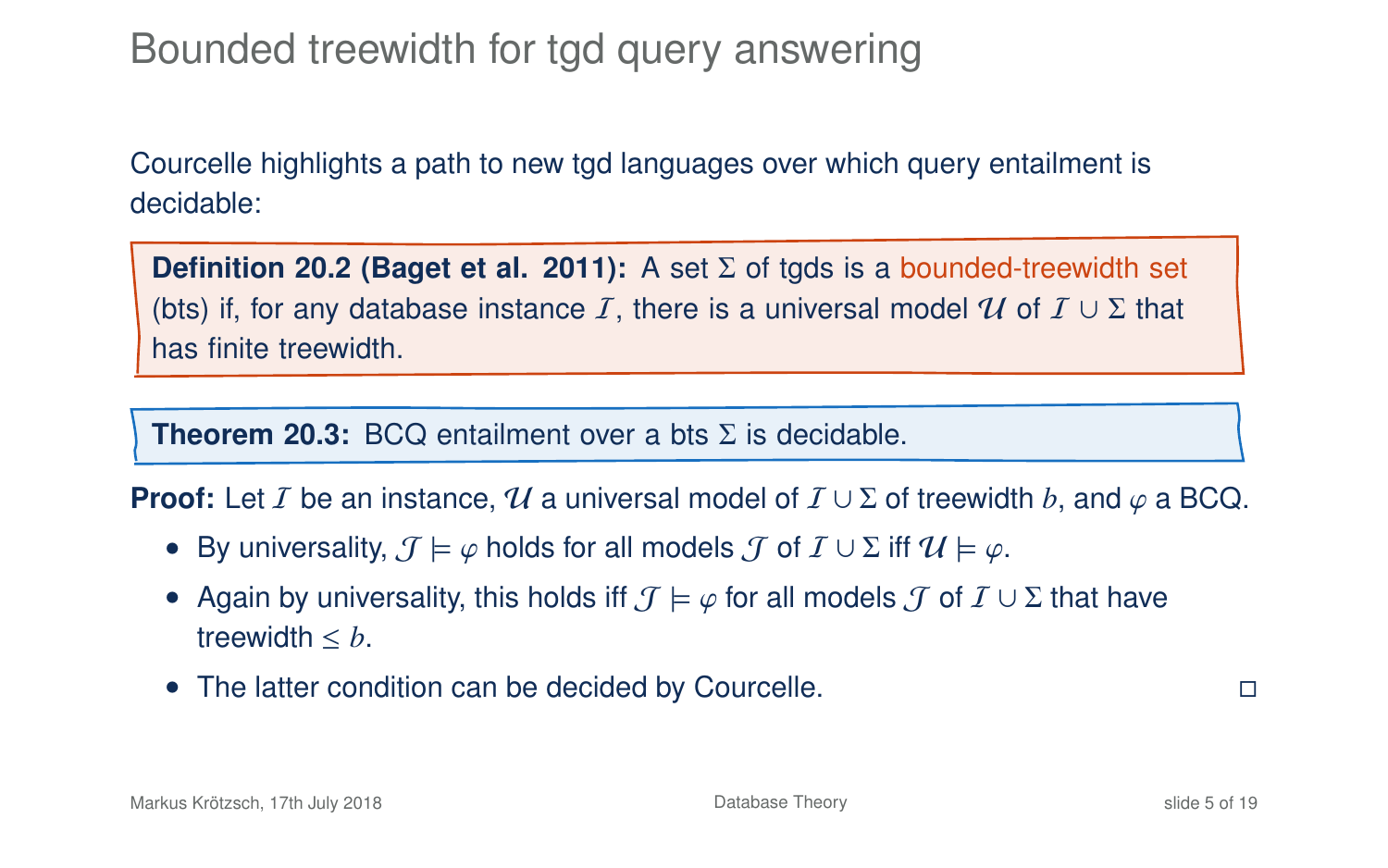# Bounded treewidth for tgd query answering

Courcelle highlights a path to new tgd languages over which query entailment is decidable:

**Definition 20.2 (Baget et al. 2011):** A set $\Sigma$ of tgds is a bounded-treewidth set (bts) if, for any database instance $\mathcal{I}$, there is a universal model $\mathcal{U}$ of $\mathcal{I} \cup \Sigma$ that has finite treewidth.

**Theorem 20.3:** BCQ entailment over a bts $\Sigma$ is decidable.

**Proof:** Let $\mathcal{I}$ be an instance, $\mathcal{U}$ a universal model of $\mathcal{I} \cup \Sigma$ of treewidth $b$, and $\varphi$ a BCQ.

- By universality, $\mathcal{J} \models \varphi$ holds for all models $\mathcal{J}$ of $\mathcal{I} \cup \Sigma$ iff $\mathcal{U} \models \varphi$.
- Again by universality, this holds iff $\mathcal{J} \models \varphi$ for all models $\mathcal{J}$ of $\mathcal{I} \cup \Sigma$ that have treewidth $\leq b$.
- The latter condition can be decided by Courcelle. □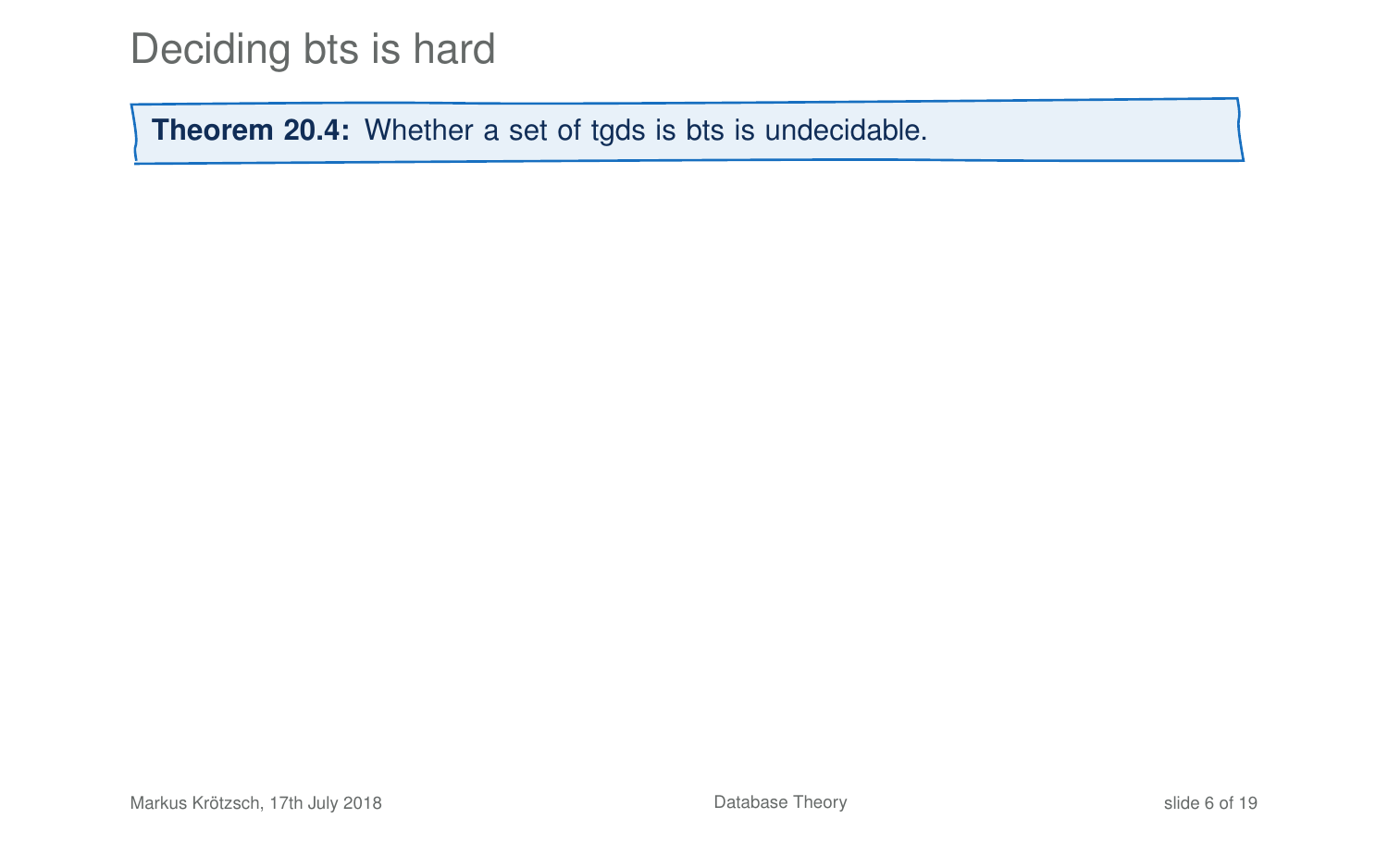# Deciding bts is hard

**Theorem 20.4:** Whether a set of tgds is bts is undecidable.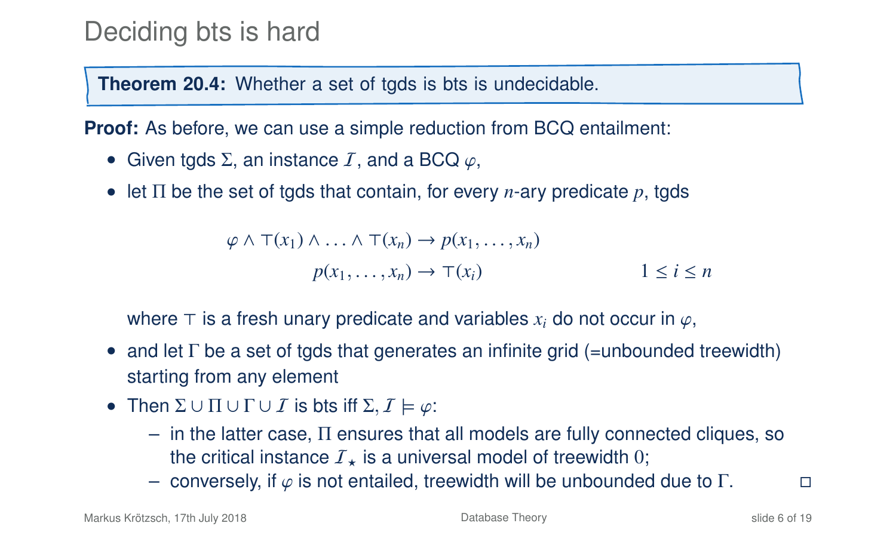# Deciding bts is hard

**Theorem 20.4:** Whether a set of tgds is bts is undecidable.

**Proof:** As before, we can use a simple reduction from BCQ entailment:

- Given tgds $\Sigma$, an instance $\mathcal{I}$, and a BCQ $\varphi$,
- let $\Pi$ be the set of tgds that contain, for every $n$-ary predicate $p$, tgds

$$\varphi \wedge \top(x_1) \wedge \ldots \wedge \top(x_n) \to p(x_1, \ldots, x_n)$$

$$p(x_1, \ldots, x_n) \to \top(x_i) \qquad\qquad 1 \leq i \leq n$$

  where $\top$ is a fresh unary predicate and variables $x_i$ do not occur in $\varphi$,
- and let $\Gamma$ be a set of tgds that generates an infinite grid (=unbounded treewidth) starting from any element
- Then $\Sigma \cup \Pi \cup \Gamma \cup \mathcal{I}$ is bts iff $\Sigma, \mathcal{I} \models \varphi$:
  - in the latter case, $\Pi$ ensures that all models are fully connected cliques, so the critical instance $\mathcal{I}_\star$ is a universal model of treewidth $0$;
  - conversely, if $\varphi$ is not entailed, treewidth will be unbounded due to $\Gamma$. □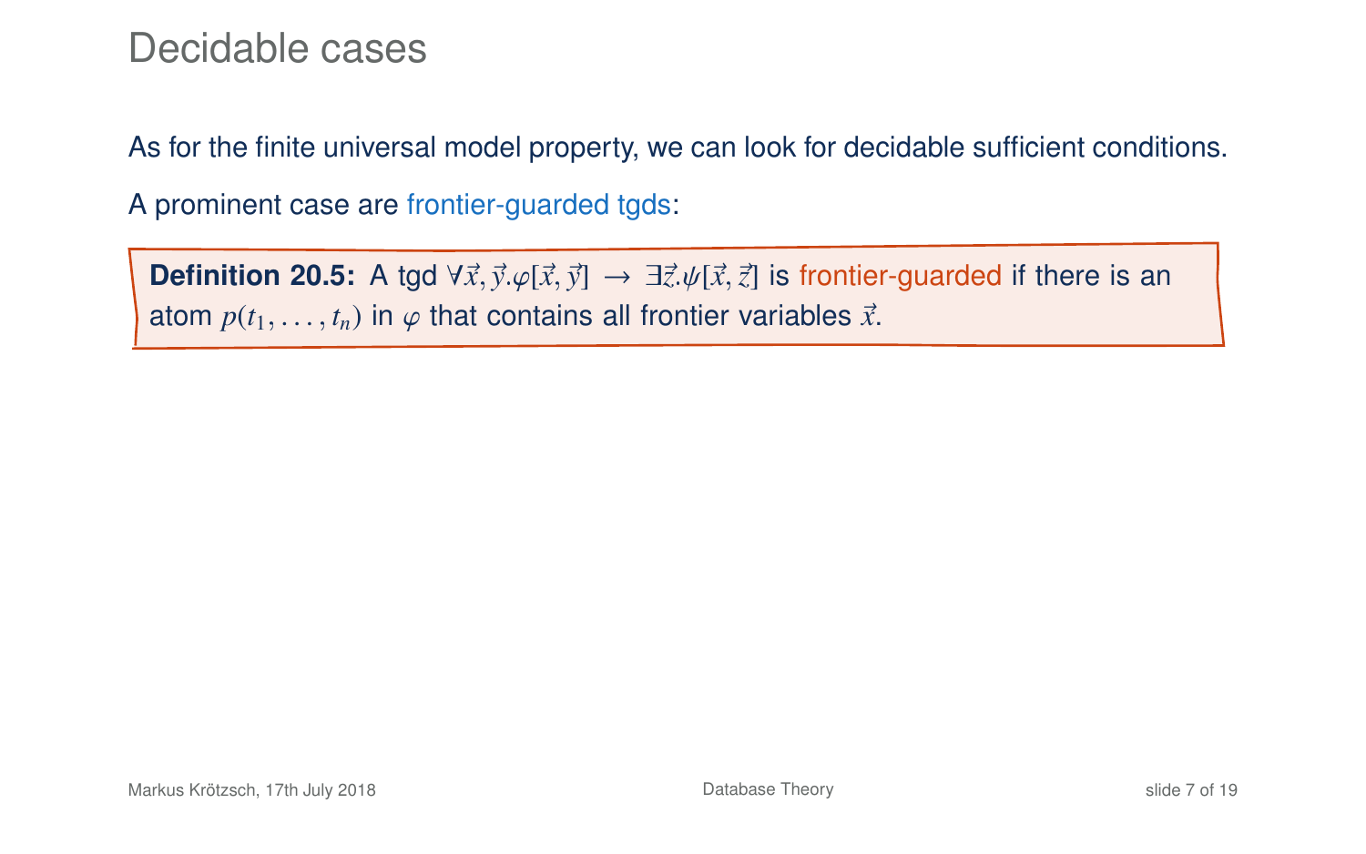# Decidable cases

As for the finite universal model property, we can look for decidable sufficient conditions.

A prominent case are frontier-guarded tgds:

**Definition 20.5:** A tgd $\forall \vec{x}, \vec{y}.\varphi[\vec{x}, \vec{y}] \to \exists \vec{z}.\psi[\vec{x}, \vec{z}]$ is frontier-guarded if there is an atom $p(t_1, \ldots, t_n)$ in $\varphi$ that contains all frontier variables $\vec{x}$.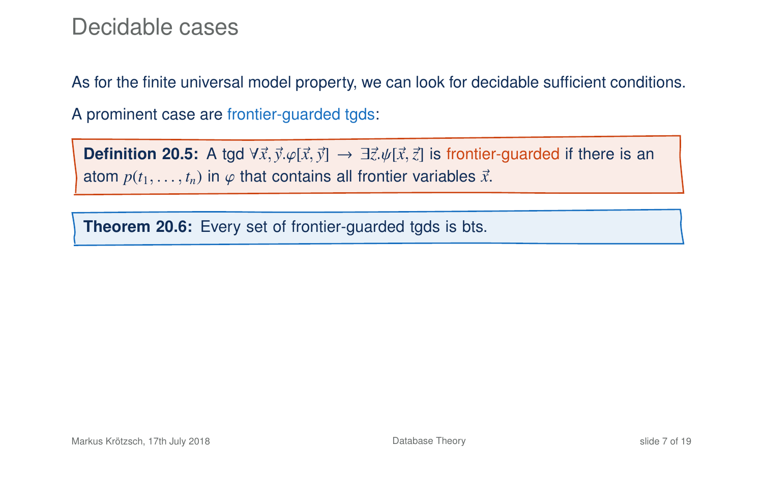# Decidable cases

As for the finite universal model property, we can look for decidable sufficient conditions.

A prominent case are frontier-guarded tgds:

**Definition 20.5:** A tgd $\forall \vec{x}, \vec{y}.\varphi[\vec{x}, \vec{y}] \to \exists \vec{z}.\psi[\vec{x}, \vec{z}]$ is frontier-guarded if there is an atom $p(t_1, \ldots, t_n)$ in $\varphi$ that contains all frontier variables $\vec{x}$.

**Theorem 20.6:** Every set of frontier-guarded tgds is bts.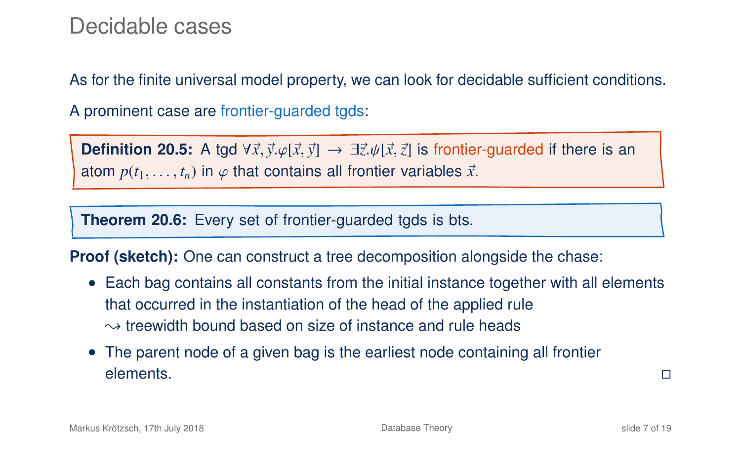# Decidable cases

As for the finite universal model property, we can look for decidable sufficient conditions.

A prominent case are frontier-guarded tgds:

**Definition 20.5:** A tgd $\forall \vec{x}, \vec{y}. \varphi[\vec{x}, \vec{y}] \rightarrow \exists \vec{z}. \psi[\vec{x}, \vec{z}]$ is frontier-guarded if there is an atom $p(t_1, \ldots, t_n)$ in $\varphi$ that contains all frontier variables $\vec{x}$.

**Theorem 20.6:** Every set of frontier-guarded tgds is bts.

**Proof (sketch):** One can construct a tree decomposition alongside the chase:

- Each bag contains all constants from the initial instance together with all elements that occurred in the instantiation of the head of the applied rule
  $\leadsto$ treewidth bound based on size of instance and rule heads
- The parent node of a given bag is the earliest node containing all frontier elements. □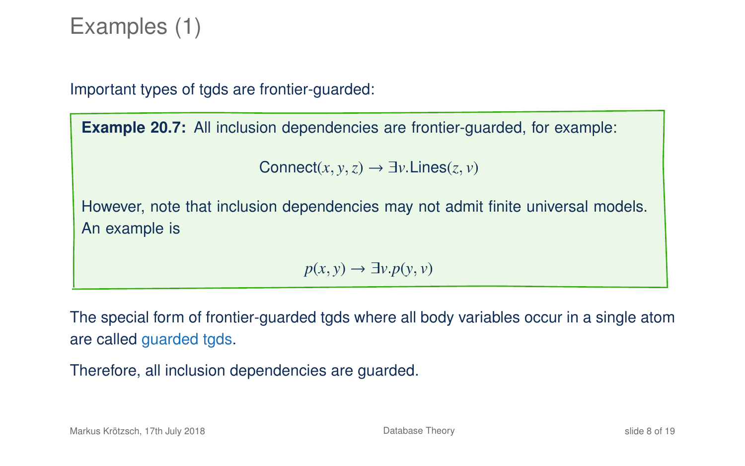# Examples (1)

Important types of tgds are frontier-guarded:

**Example 20.7:** All inclusion dependencies are frontier-guarded, for example:

$$\text{Connect}(x, y, z) \to \exists v.\text{Lines}(z, v)$$

However, note that inclusion dependencies may not admit finite universal models. An example is

$$p(x, y) \to \exists v.p(y, v)$$

The special form of frontier-guarded tgds where all body variables occur in a single atom are called guarded tgds.

Therefore, all inclusion dependencies are guarded.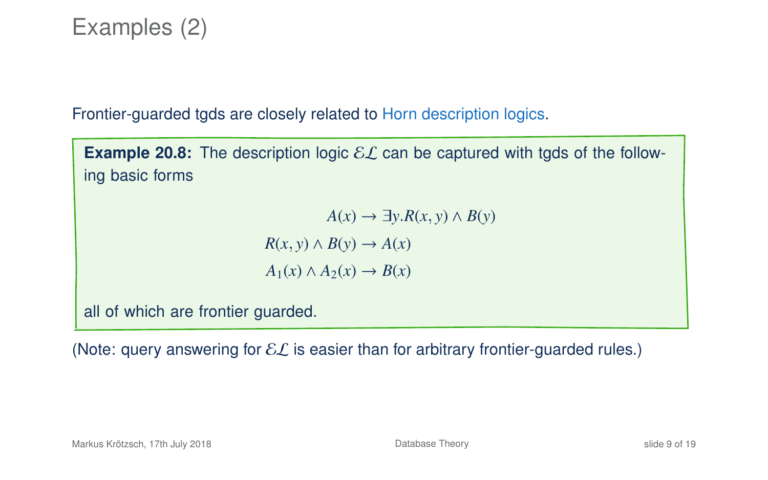# Examples (2)

Frontier-guarded tgds are closely related to Horn description logics.

**Example 20.8:** The description logic $\mathcal{EL}$ can be captured with tgds of the following basic forms

$$A(x) \to \exists y.R(x, y) \wedge B(y)$$

$$R(x, y) \wedge B(y) \to A(x)$$

$$A_1(x) \wedge A_2(x) \to B(x)$$

all of which are frontier guarded.

(Note: query answering for $\mathcal{EL}$ is easier than for arbitrary frontier-guarded rules.)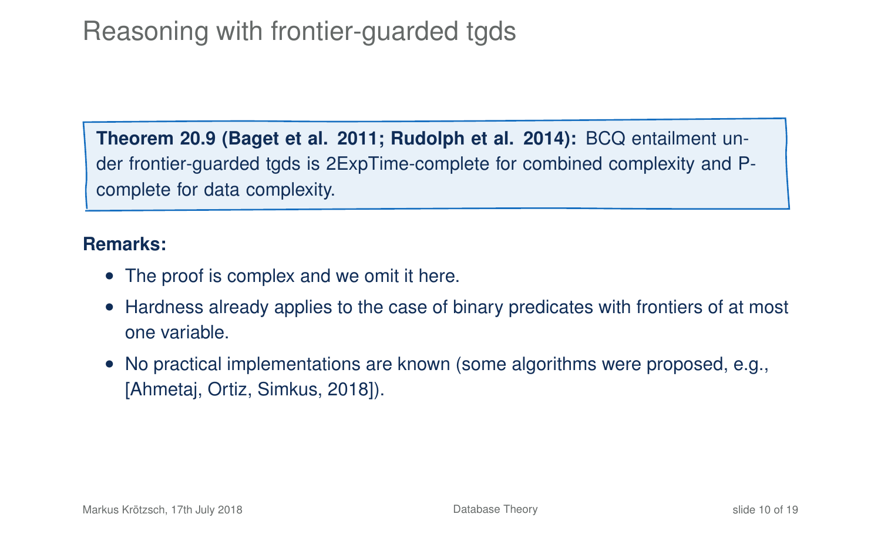# Reasoning with frontier-guarded tgds

**Theorem 20.9 (Baget et al. 2011; Rudolph et al. 2014):** BCQ entailment under frontier-guarded tgds is 2ExpTime-complete for combined complexity and P-complete for data complexity.

**Remarks:**

- The proof is complex and we omit it here.
- Hardness already applies to the case of binary predicates with frontiers of at most one variable.
- No practical implementations are known (some algorithms were proposed, e.g., [Ahmetaj, Ortiz, Simkus, 2018]).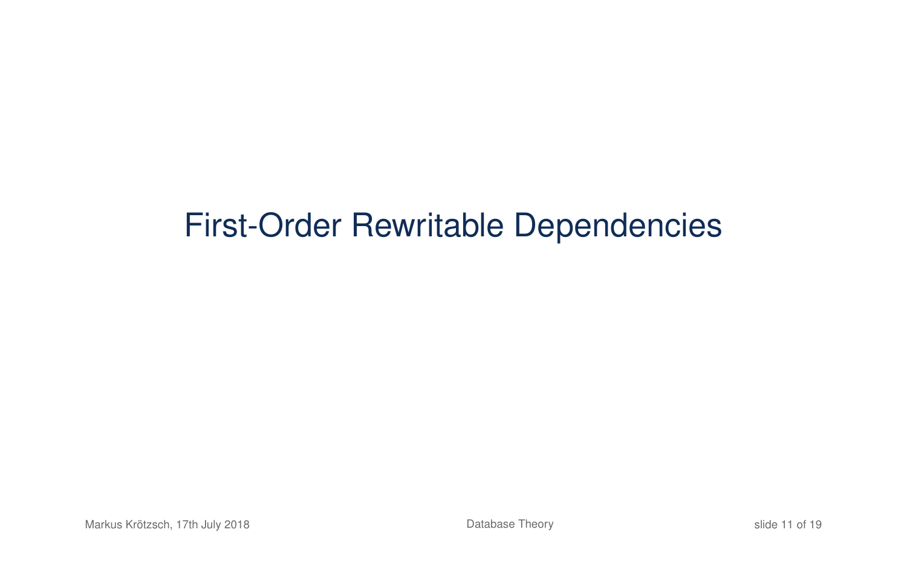# First-Order Rewritable Dependencies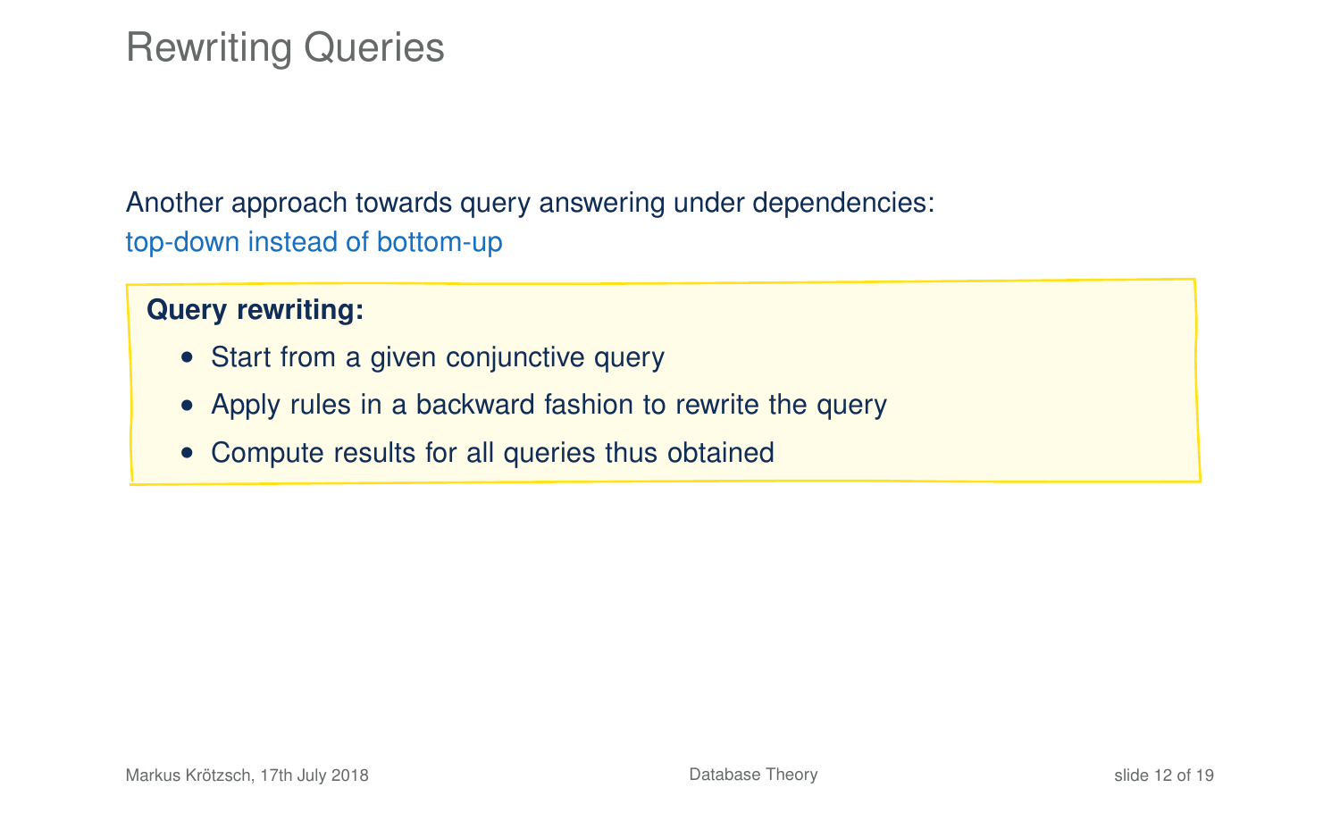# Rewriting Queries

Another approach towards query answering under dependencies:
top-down instead of bottom-up

**Query rewriting:**

- Start from a given conjunctive query
- Apply rules in a backward fashion to rewrite the query
- Compute results for all queries thus obtained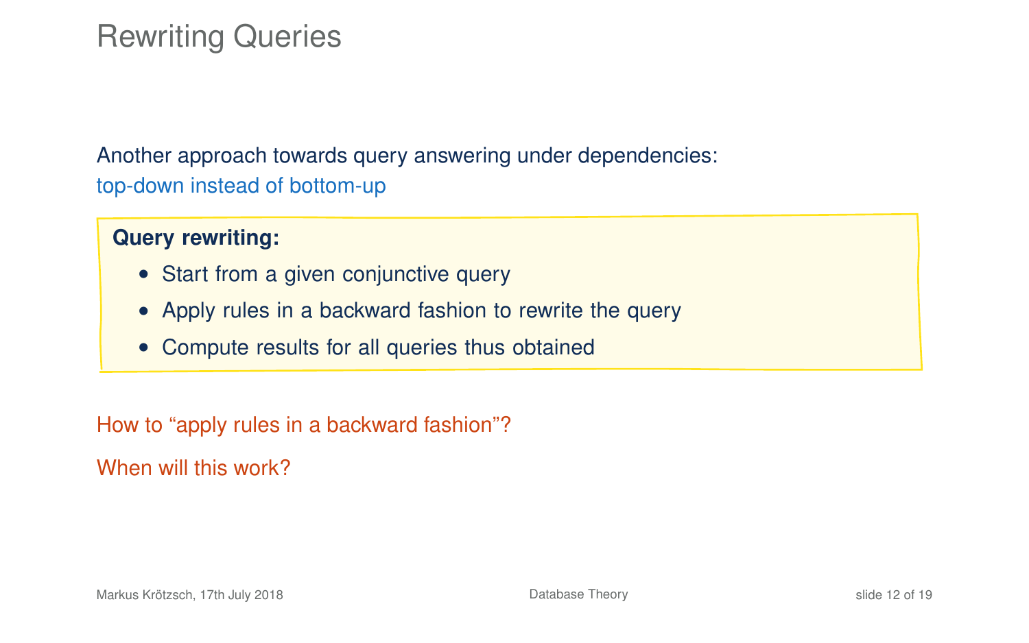# Rewriting Queries

Another approach towards query answering under dependencies:
top-down instead of bottom-up

**Query rewriting:**

- Start from a given conjunctive query
- Apply rules in a backward fashion to rewrite the query
- Compute results for all queries thus obtained

How to “apply rules in a backward fashion”?

When will this work?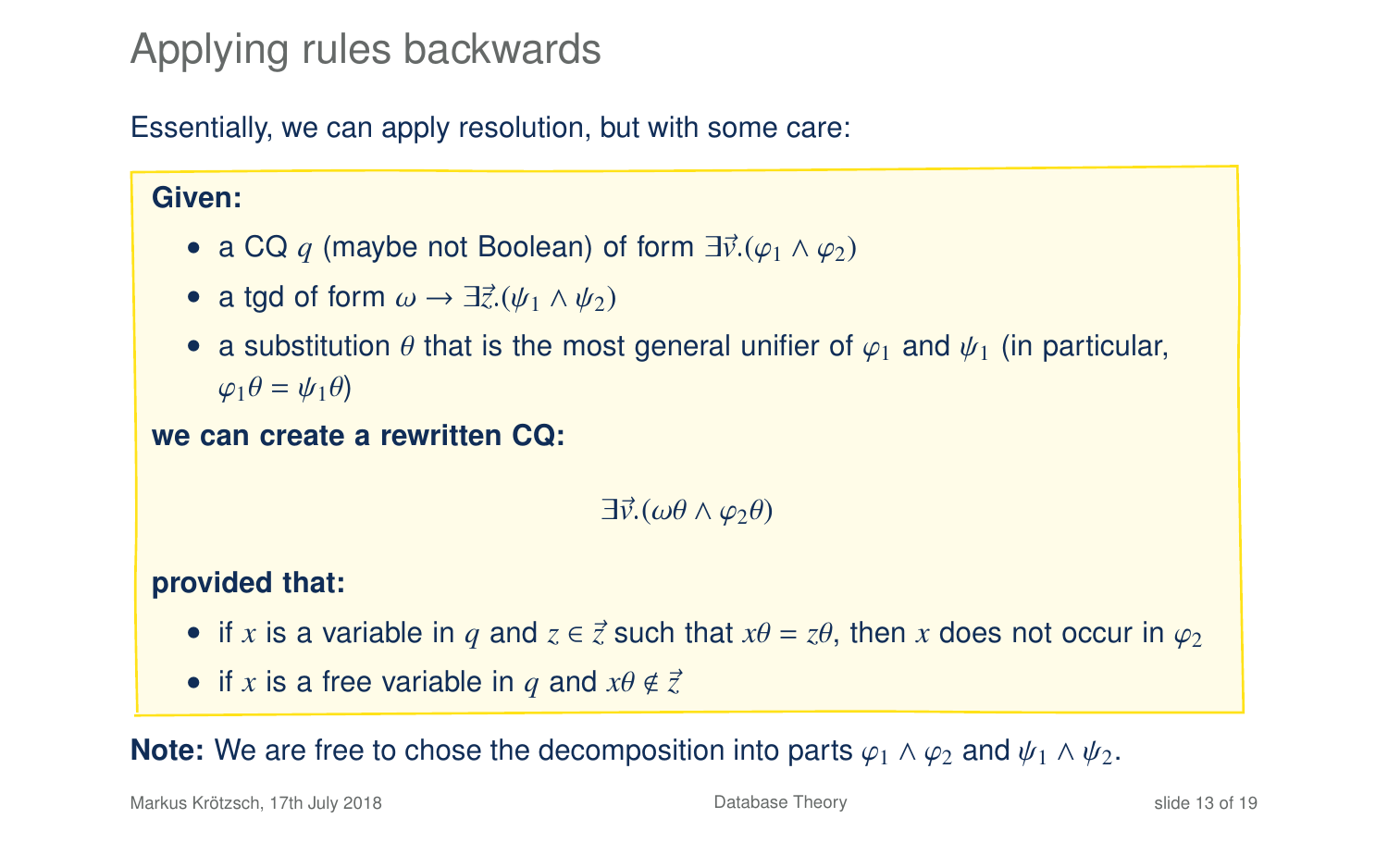# Applying rules backwards

Essentially, we can apply resolution, but with some care:

**Given:**

- a CQ $q$ (maybe not Boolean) of form $\exists\vec{v}.(\varphi_1 \wedge \varphi_2)$
- a tgd of form $\omega \to \exists\vec{z}.(\psi_1 \wedge \psi_2)$
- a substitution $\theta$ that is the most general unifier of $\varphi_1$ and $\psi_1$ (in particular, $\varphi_1\theta = \psi_1\theta$)

**we can create a rewritten CQ:**

$$\exists\vec{v}.(\omega\theta \wedge \varphi_2\theta)$$

**provided that:**

- if $x$ is a variable in $q$ and $z \in \vec{z}$ such that $x\theta = z\theta$, then $x$ does not occur in $\varphi_2$
- if $x$ is a free variable in $q$ and $x\theta \notin \vec{z}$

**Note:** We are free to chose the decomposition into parts $\varphi_1 \wedge \varphi_2$ and $\psi_1 \wedge \psi_2$.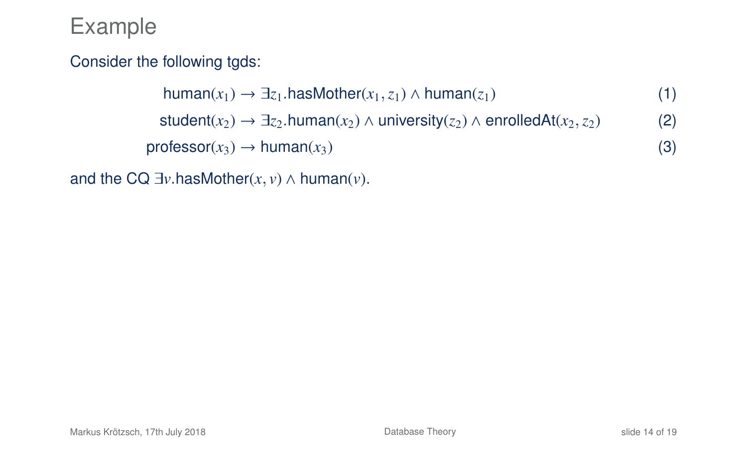# Example

Consider the following tgds:

$$\mathsf{human}(x_1) \to \exists z_1.\mathsf{hasMother}(x_1, z_1) \wedge \mathsf{human}(z_1) \tag{1}$$

$$\mathsf{student}(x_2) \to \exists z_2.\mathsf{human}(x_2) \wedge \mathsf{university}(z_2) \wedge \mathsf{enrolledAt}(x_2, z_2) \tag{2}$$

$$\mathsf{professor}(x_3) \to \mathsf{human}(x_3) \tag{3}$$

and the CQ $\exists v.\mathsf{hasMother}(x, v) \wedge \mathsf{human}(v)$.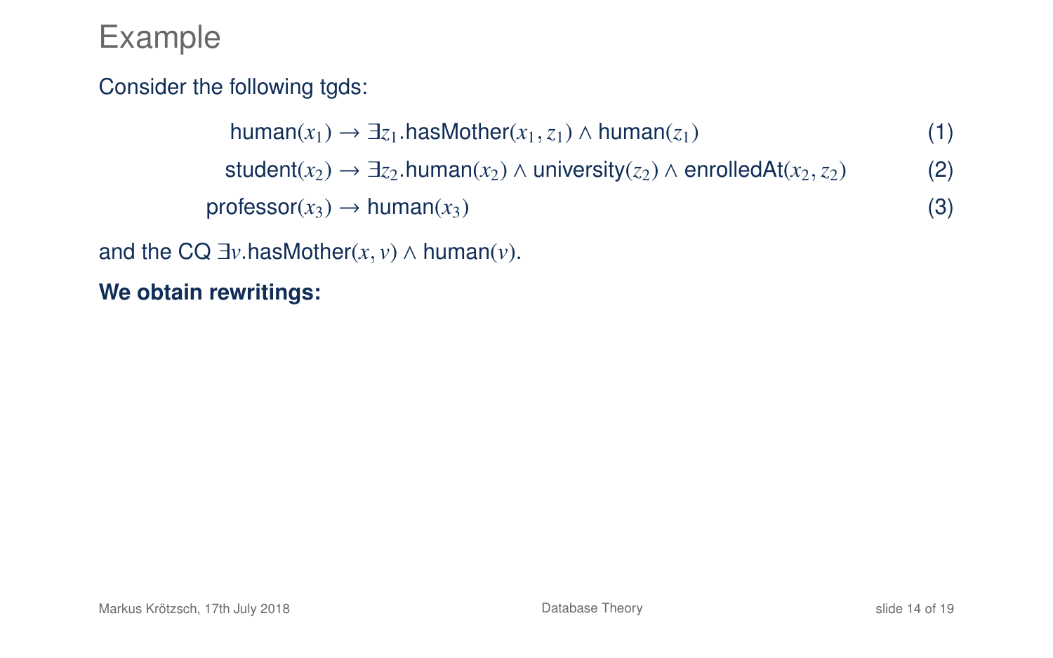# Example

Consider the following tgds:

$$\text{human}(x_1) \rightarrow \exists z_1.\text{hasMother}(x_1, z_1) \wedge \text{human}(z_1) \quad (1)$$

$$\text{student}(x_2) \rightarrow \exists z_2.\text{human}(x_2) \wedge \text{university}(z_2) \wedge \text{enrolledAt}(x_2, z_2) \quad (2)$$

$$\text{professor}(x_3) \rightarrow \text{human}(x_3) \quad (3)$$

and the CQ $\exists v.\text{hasMother}(x, v) \wedge \text{human}(v)$.

**We obtain rewritings:**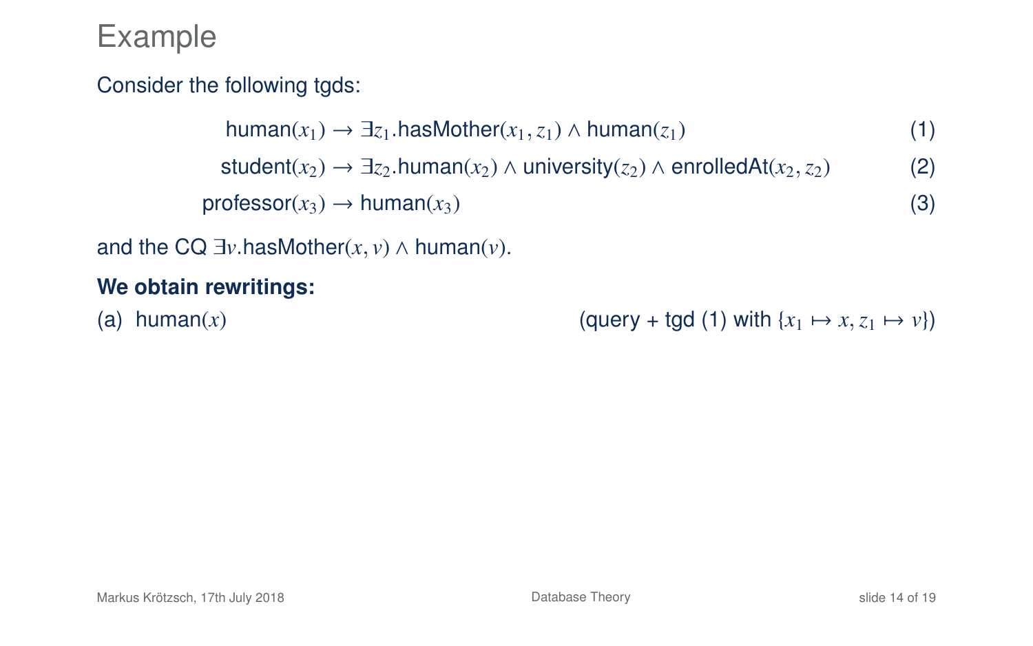# Example

Consider the following tgds:

$$\text{human}(x_1) \rightarrow \exists z_1.\text{hasMother}(x_1, z_1) \wedge \text{human}(z_1) \quad (1)$$

$$\text{student}(x_2) \rightarrow \exists z_2.\text{human}(x_2) \wedge \text{university}(z_2) \wedge \text{enrolledAt}(x_2, z_2) \quad (2)$$

$$\text{professor}(x_3) \rightarrow \text{human}(x_3) \quad (3)$$

and the CQ $\exists v.\text{hasMother}(x, v) \wedge \text{human}(v)$.

**We obtain rewritings:**

(a) $\text{human}(x)$ (query + tgd (1) with $\{x_1 \mapsto x, z_1 \mapsto v\}$)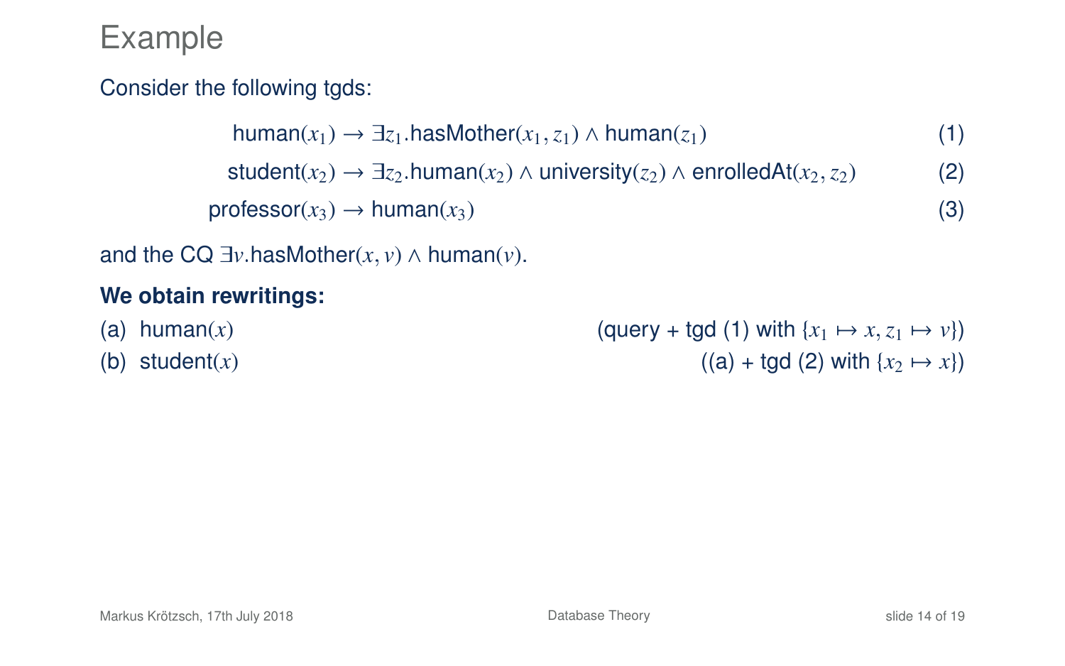# Example

Consider the following tgds:

$$\text{human}(x_1) \to \exists z_1.\text{hasMother}(x_1, z_1) \land \text{human}(z_1) \tag{1}$$

$$\text{student}(x_2) \to \exists z_2.\text{human}(x_2) \land \text{university}(z_2) \land \text{enrolledAt}(x_2, z_2) \tag{2}$$

$$\text{professor}(x_3) \to \text{human}(x_3) \tag{3}$$

and the CQ $\exists v.\text{hasMother}(x, v) \land \text{human}(v)$.

**We obtain rewritings:**

(a) $\text{human}(x)$ (query + tgd (1) with $\{x_1 \mapsto x, z_1 \mapsto v\}$)

(b) $\text{student}(x)$ ((a) + tgd (2) with $\{x_2 \mapsto x\}$)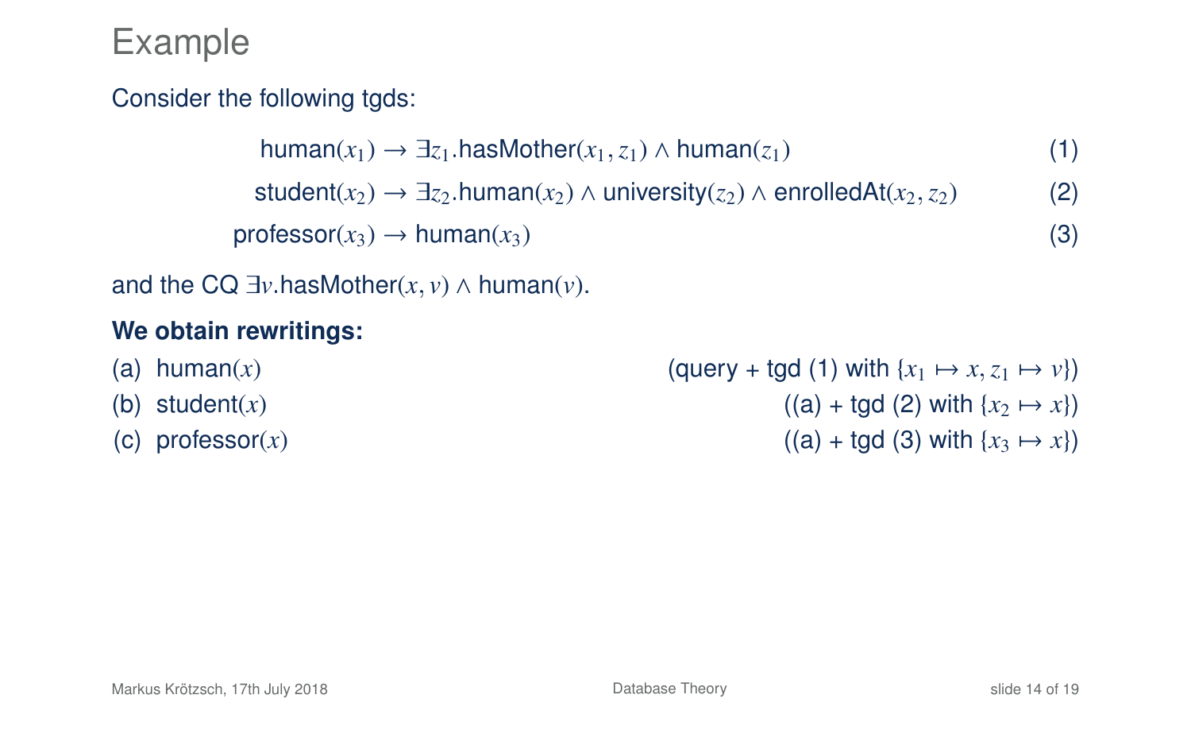# Example

Consider the following tgds:

$$\text{human}(x_1) \to \exists z_1.\text{hasMother}(x_1, z_1) \wedge \text{human}(z_1) \quad (1)$$

$$\text{student}(x_2) \to \exists z_2.\text{human}(x_2) \wedge \text{university}(z_2) \wedge \text{enrolledAt}(x_2, z_2) \quad (2)$$

$$\text{professor}(x_3) \to \text{human}(x_3) \quad (3)$$

and the CQ $\exists v.\text{hasMother}(x, v) \wedge \text{human}(v)$.

**We obtain rewritings:**

(a) $\text{human}(x)$ (query + tgd (1) with $\{x_1 \mapsto x, z_1 \mapsto v\}$)

(b) $\text{student}(x)$ ((a) + tgd (2) with $\{x_2 \mapsto x\}$)

(c) $\text{professor}(x)$ ((a) + tgd (3) with $\{x_3 \mapsto x\}$)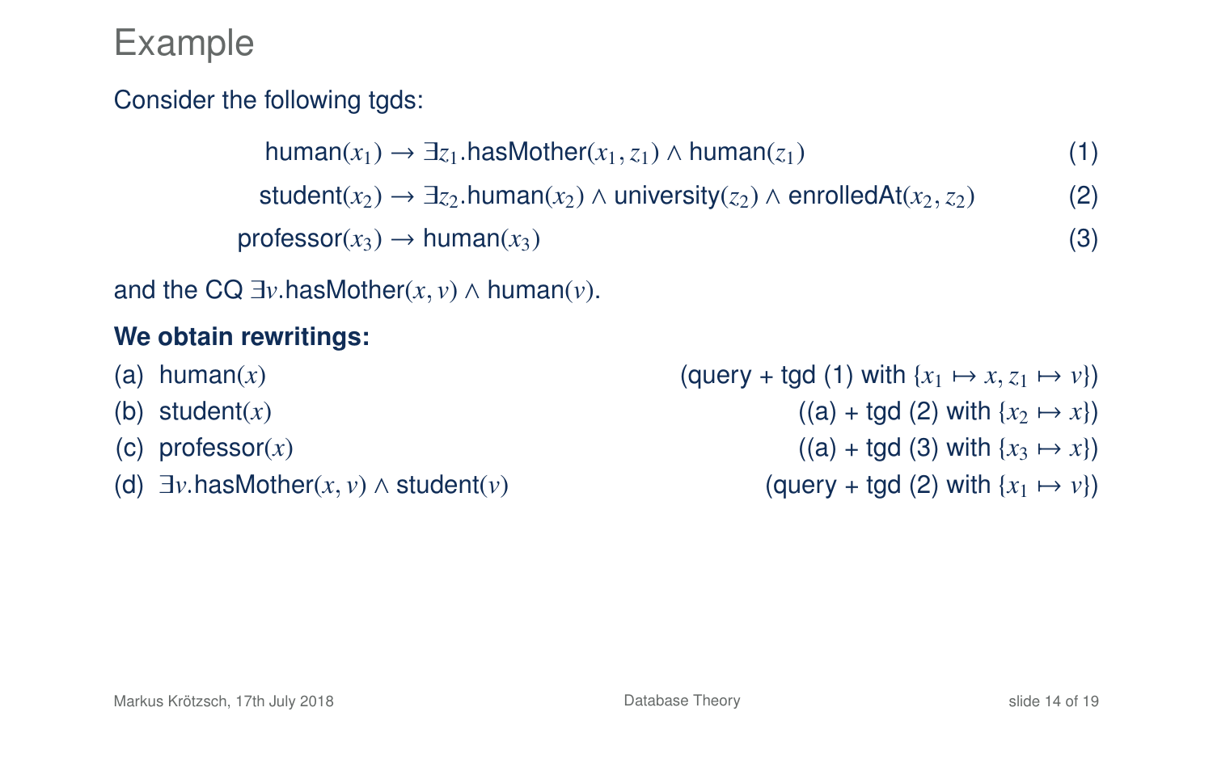# Example

Consider the following tgds:

$$\text{human}(x_1) \to \exists z_1.\text{hasMother}(x_1, z_1) \wedge \text{human}(z_1) \tag{1}$$

$$\text{student}(x_2) \to \exists z_2.\text{human}(x_2) \wedge \text{university}(z_2) \wedge \text{enrolledAt}(x_2, z_2) \tag{2}$$

$$\text{professor}(x_3) \to \text{human}(x_3) \tag{3}$$

and the CQ $\exists v.\text{hasMother}(x, v) \wedge \text{human}(v)$.

**We obtain rewritings:**

(a) $\text{human}(x)$ (query + tgd (1) with $\{x_1 \mapsto x, z_1 \mapsto v\}$)

(b) $\text{student}(x)$ ((a) + tgd (2) with $\{x_2 \mapsto x\}$)

(c) $\text{professor}(x)$ ((a) + tgd (3) with $\{x_3 \mapsto x\}$)

(d) $\exists v.\text{hasMother}(x, v) \wedge \text{student}(v)$ (query + tgd (2) with $\{x_1 \mapsto v\}$)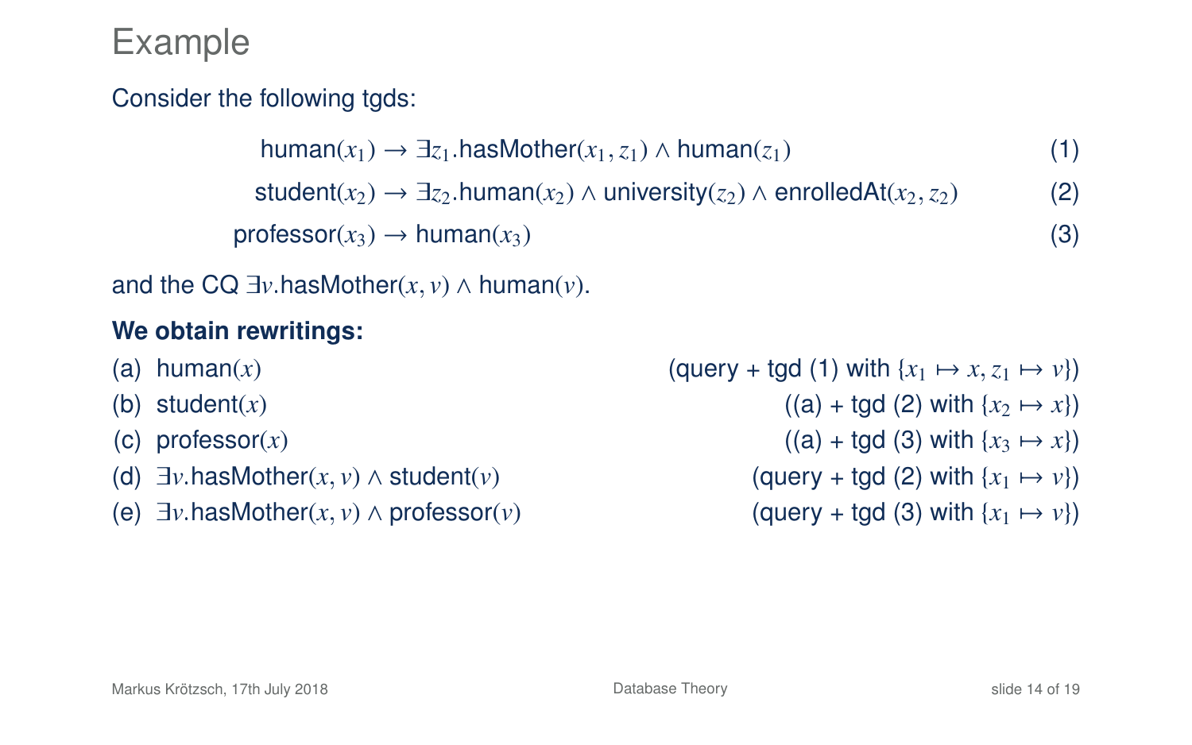# Example

Consider the following tgds:

$$\mathsf{human}(x_1) \to \exists z_1.\mathsf{hasMother}(x_1, z_1) \land \mathsf{human}(z_1) \quad (1)$$

$$\mathsf{student}(x_2) \to \exists z_2.\mathsf{human}(x_2) \land \mathsf{university}(z_2) \land \mathsf{enrolledAt}(x_2, z_2) \quad (2)$$

$$\mathsf{professor}(x_3) \to \mathsf{human}(x_3) \quad (3)$$

and the CQ $\exists v.\mathsf{hasMother}(x, v) \land \mathsf{human}(v)$.

**We obtain rewritings:**

(a) $\mathsf{human}(x)$ (query + tgd (1) with $\{x_1 \mapsto x, z_1 \mapsto v\}$)

(b) $\mathsf{student}(x)$ ((a) + tgd (2) with $\{x_2 \mapsto x\}$)

(c) $\mathsf{professor}(x)$ ((a) + tgd (3) with $\{x_3 \mapsto x\}$)

(d) $\exists v.\mathsf{hasMother}(x, v) \land \mathsf{student}(v)$ (query + tgd (2) with $\{x_1 \mapsto v\}$)

(e) $\exists v.\mathsf{hasMother}(x, v) \land \mathsf{professor}(v)$ (query + tgd (3) with $\{x_1 \mapsto v\}$)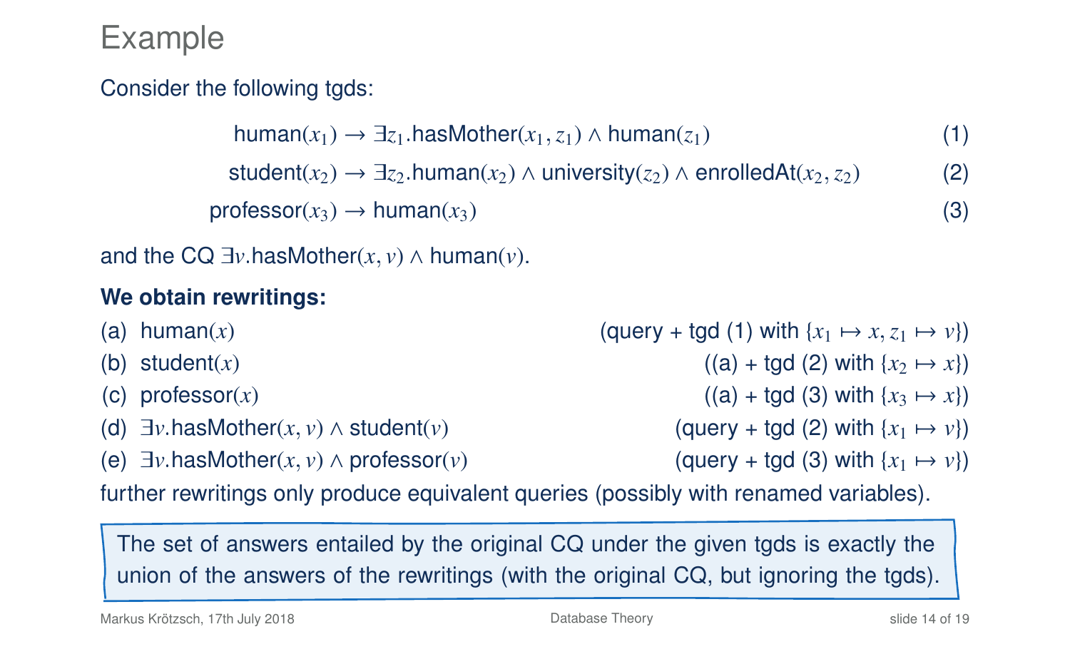# Example

Consider the following tgds:

$$\text{human}(x_1) \to \exists z_1.\text{hasMother}(x_1, z_1) \wedge \text{human}(z_1) \quad (1)$$

$$\text{student}(x_2) \to \exists z_2.\text{human}(x_2) \wedge \text{university}(z_2) \wedge \text{enrolledAt}(x_2, z_2) \quad (2)$$

$$\text{professor}(x_3) \to \text{human}(x_3) \quad (3)$$

and the CQ $\exists v.\text{hasMother}(x, v) \wedge \text{human}(v)$.

**We obtain rewritings:**

(a) $\text{human}(x)$ (query + tgd (1) with $\{x_1 \mapsto x, z_1 \mapsto v\}$)

(b) $\text{student}(x)$ ((a) + tgd (2) with $\{x_2 \mapsto x\}$)

(c) $\text{professor}(x)$ ((a) + tgd (3) with $\{x_3 \mapsto x\}$)

(d) $\exists v.\text{hasMother}(x, v) \wedge \text{student}(v)$ (query + tgd (2) with $\{x_1 \mapsto v\}$)

(e) $\exists v.\text{hasMother}(x, v) \wedge \text{professor}(v)$ (query + tgd (3) with $\{x_1 \mapsto v\}$)

further rewritings only produce equivalent queries (possibly with renamed variables).

> The set of answers entailed by the original CQ under the given tgds is exactly the union of the answers of the rewritings (with the original CQ, but ignoring the tgds).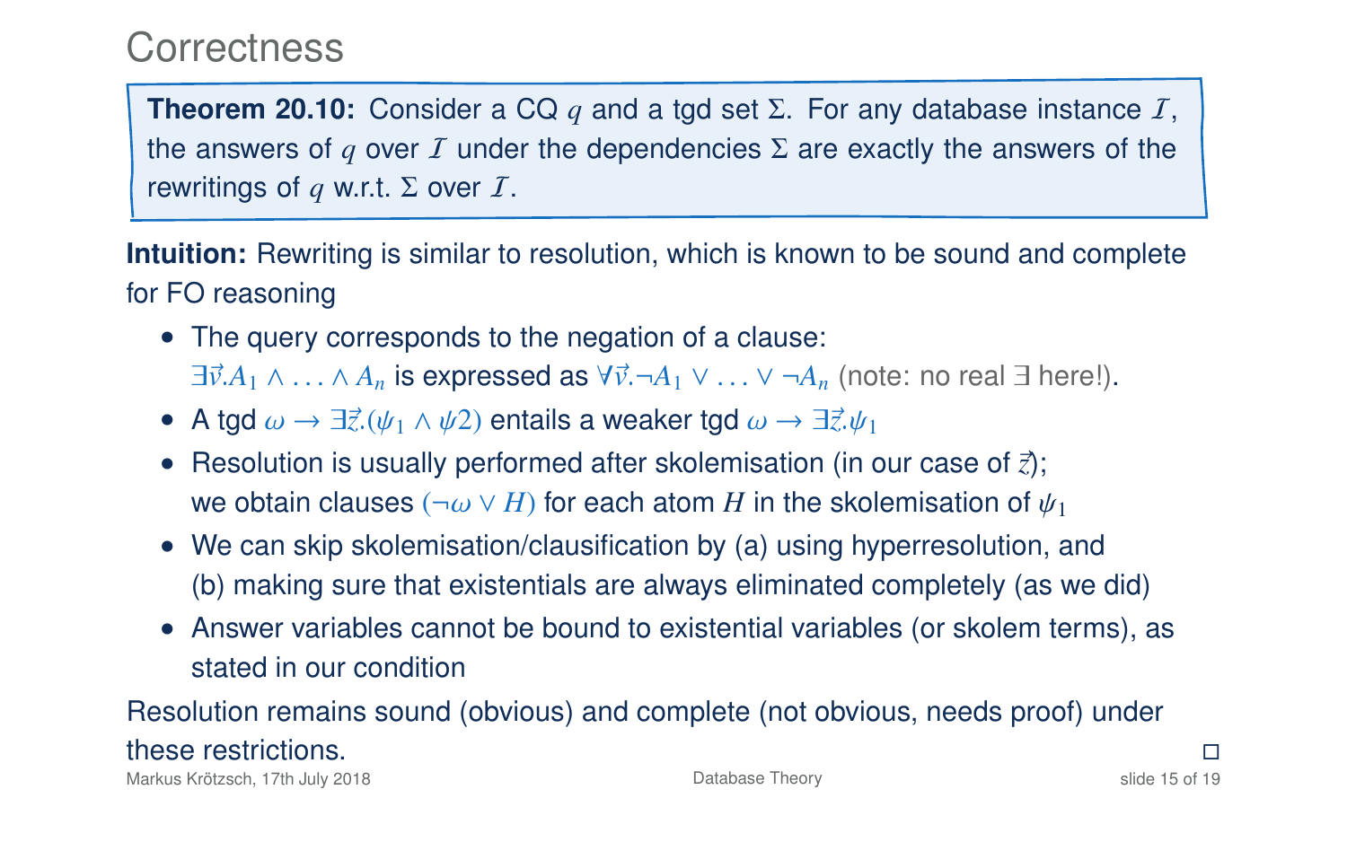# Correctness

**Theorem 20.10:** Consider a CQ $q$ and a tgd set $\Sigma$. For any database instance $\mathcal{I}$, the answers of $q$ over $\mathcal{I}$ under the dependencies $\Sigma$ are exactly the answers of the rewritings of $q$ w.r.t. $\Sigma$ over $\mathcal{I}$.

**Intuition:** Rewriting is similar to resolution, which is known to be sound and complete for FO reasoning

- The query corresponds to the negation of a clause:
  $\exists\vec{v}.A_1 \wedge \ldots \wedge A_n$ is expressed as $\forall\vec{v}.\neg A_1 \vee \ldots \vee \neg A_n$ (note: no real $\exists$ here!).
- A tgd $\omega \to \exists\vec{z}.(\psi_1 \wedge \psi 2)$ entails a weaker tgd $\omega \to \exists\vec{z}.\psi_1$
- Resolution is usually performed after skolemisation (in our case of $\vec{z}$); we obtain clauses $(\neg\omega \vee H)$ for each atom $H$ in the skolemisation of $\psi_1$
- We can skip skolemisation/clausification by (a) using hyperresolution, and (b) making sure that existentials are always eliminated completely (as we did)
- Answer variables cannot be bound to existential variables (or skolem terms), as stated in our condition

Resolution remains sound (obvious) and complete (not obvious, needs proof) under these restrictions. □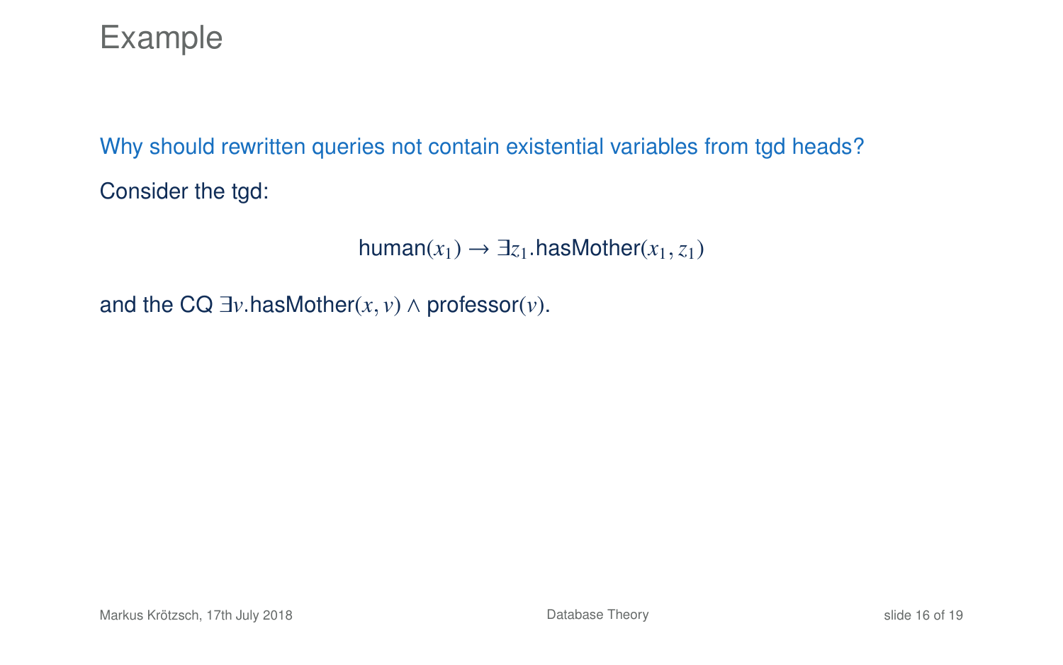# Example

Why should rewritten queries not contain existential variables from tgd heads?

Consider the tgd:

$$\text{human}(x_1) \to \exists z_1.\text{hasMother}(x_1, z_1)$$

and the CQ $\exists v.\text{hasMother}(x, v) \land \text{professor}(v)$.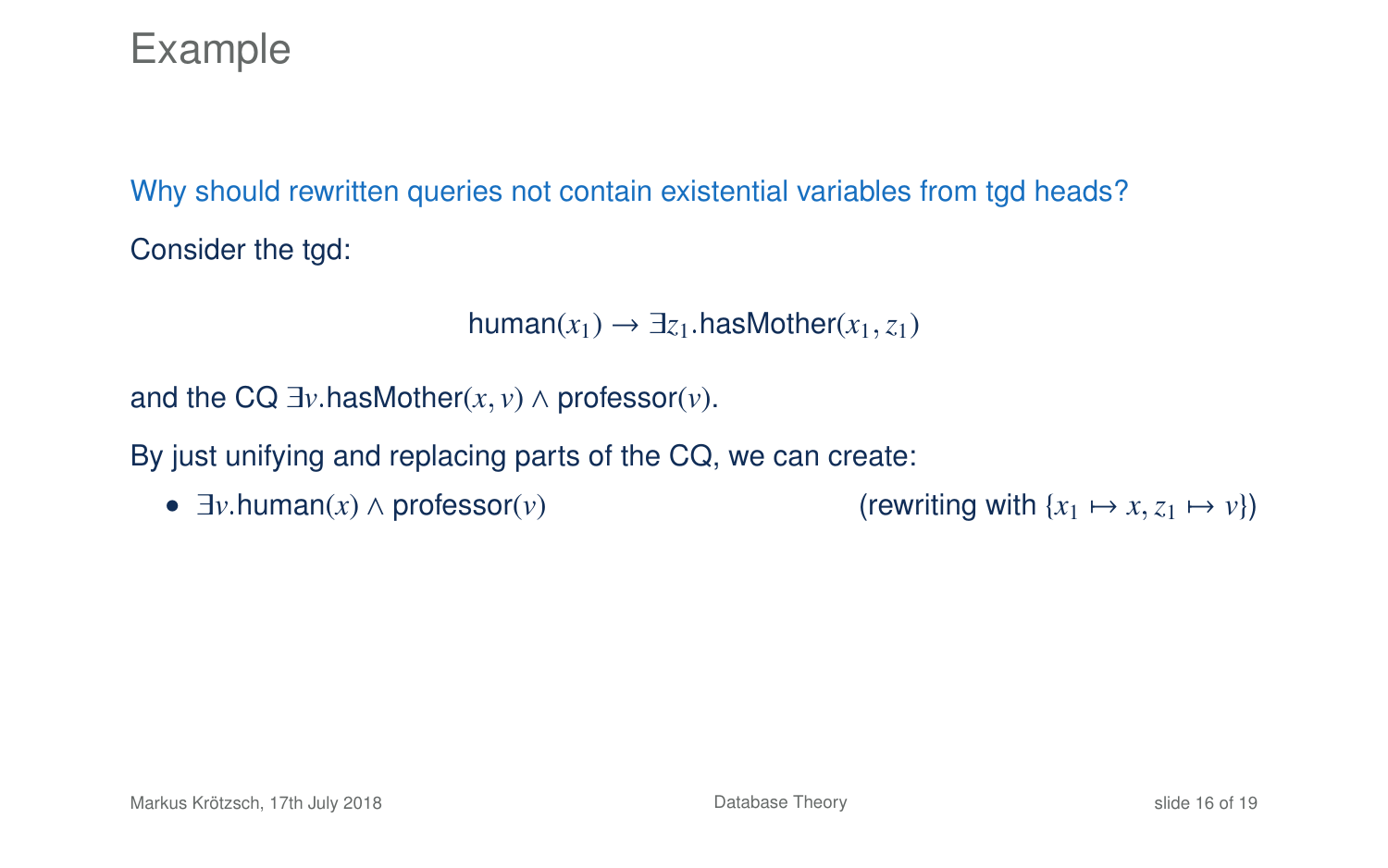# Example

Why should rewritten queries not contain existential variables from tgd heads?

Consider the tgd:

$$\text{human}(x_1) \rightarrow \exists z_1.\text{hasMother}(x_1, z_1)$$

and the CQ $\exists v.\text{hasMother}(x, v) \wedge \text{professor}(v)$.

By just unifying and replacing parts of the CQ, we can create:

- $\exists v.\text{human}(x) \wedge \text{professor}(v)$ (rewriting with $\{x_1 \mapsto x, z_1 \mapsto v\}$)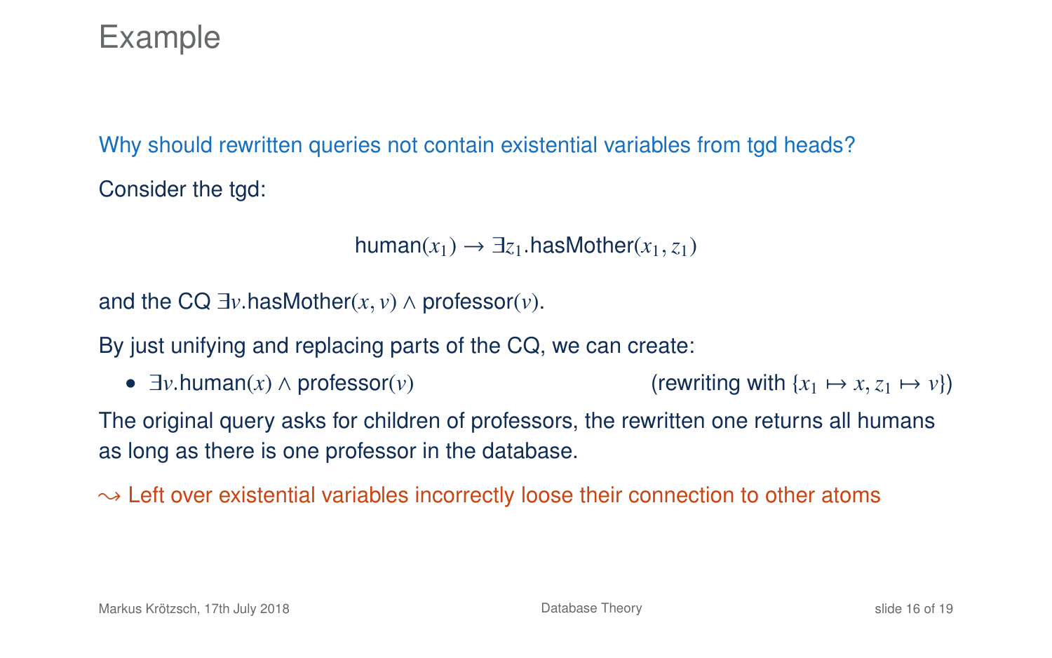# Example

Why should rewritten queries not contain existential variables from tgd heads?

Consider the tgd:

$$\text{human}(x_1) \to \exists z_1.\text{hasMother}(x_1, z_1)$$

and the CQ $\exists v.\text{hasMother}(x, v) \wedge \text{professor}(v)$.

By just unifying and replacing parts of the CQ, we can create:

- $\exists v.\text{human}(x) \wedge \text{professor}(v)$ (rewriting with $\{x_1 \mapsto x, z_1 \mapsto v\}$)

The original query asks for children of professors, the rewritten one returns all humans as long as there is one professor in the database.

$\leadsto$ Left over existential variables incorrectly loose their connection to other atoms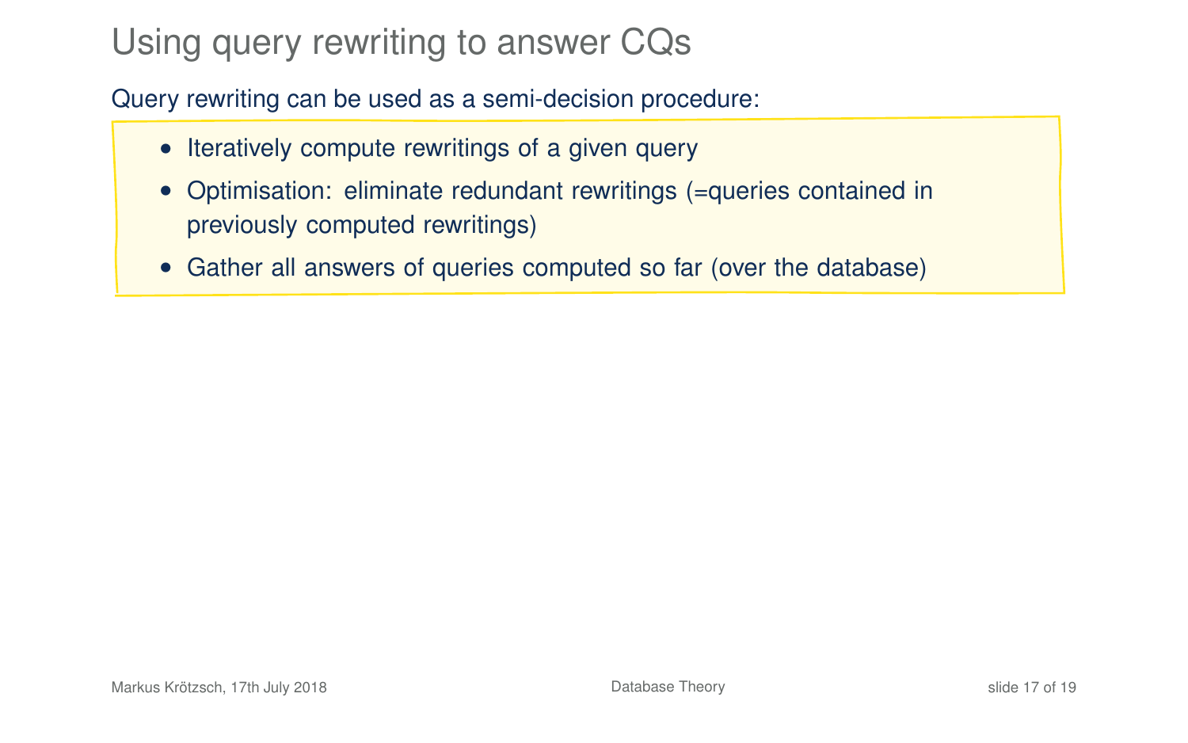# Using query rewriting to answer CQs

Query rewriting can be used as a semi-decision procedure:

- Iteratively compute rewritings of a given query
- Optimisation: eliminate redundant rewritings (=queries contained in previously computed rewritings)
- Gather all answers of queries computed so far (over the database)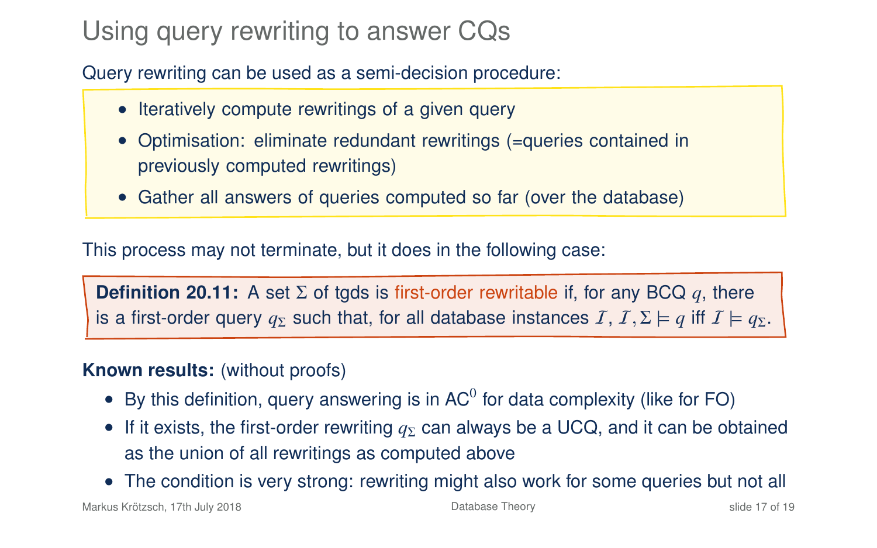# Using query rewriting to answer CQs

Query rewriting can be used as a semi-decision procedure:

- Iteratively compute rewritings of a given query
- Optimisation: eliminate redundant rewritings (=queries contained in previously computed rewritings)
- Gather all answers of queries computed so far (over the database)

This process may not terminate, but it does in the following case:

**Definition 20.11:** A set $\Sigma$ of tgds is first-order rewritable if, for any BCQ $q$, there is a first-order query $q_\Sigma$ such that, for all database instances $\mathcal{I}$, $\mathcal{I}, \Sigma \models q$ iff $\mathcal{I} \models q_\Sigma$.

**Known results:** (without proofs)

- By this definition, query answering is in $\mathrm{AC}^0$ for data complexity (like for FO)
- If it exists, the first-order rewriting $q_\Sigma$ can always be a UCQ, and it can be obtained as the union of all rewritings as computed above
- The condition is very strong: rewriting might also work for some queries but not all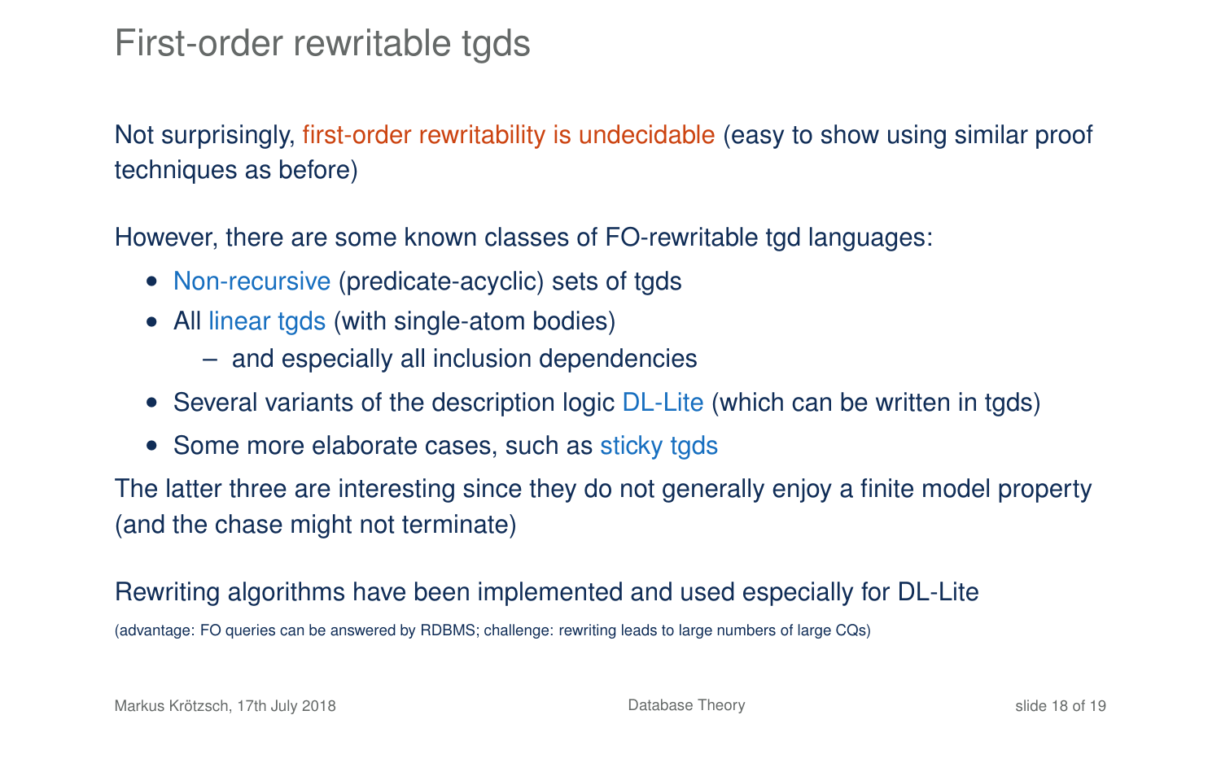# First-order rewritable tgds

Not surprisingly, first-order rewritability is undecidable (easy to show using similar proof techniques as before)

However, there are some known classes of FO-rewritable tgd languages:

- Non-recursive (predicate-acyclic) sets of tgds
- All linear tgds (with single-atom bodies)
  - and especially all inclusion dependencies
- Several variants of the description logic DL-Lite (which can be written in tgds)
- Some more elaborate cases, such as sticky tgds

The latter three are interesting since they do not generally enjoy a finite model property (and the chase might not terminate)

Rewriting algorithms have been implemented and used especially for DL-Lite

(advantage: FO queries can be answered by RDBMS; challenge: rewriting leads to large numbers of large CQs)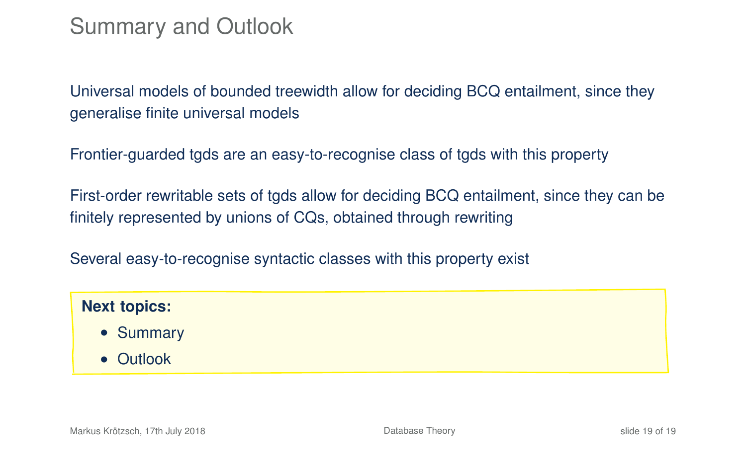# Summary and Outlook

Universal models of bounded treewidth allow for deciding BCQ entailment, since they generalise finite universal models

Frontier-guarded tgds are an easy-to-recognise class of tgds with this property

First-order rewritable sets of tgds allow for deciding BCQ entailment, since they can be finitely represented by unions of CQs, obtained through rewriting

Several easy-to-recognise syntactic classes with this property exist

**Next topics:**

- Summary
- Outlook